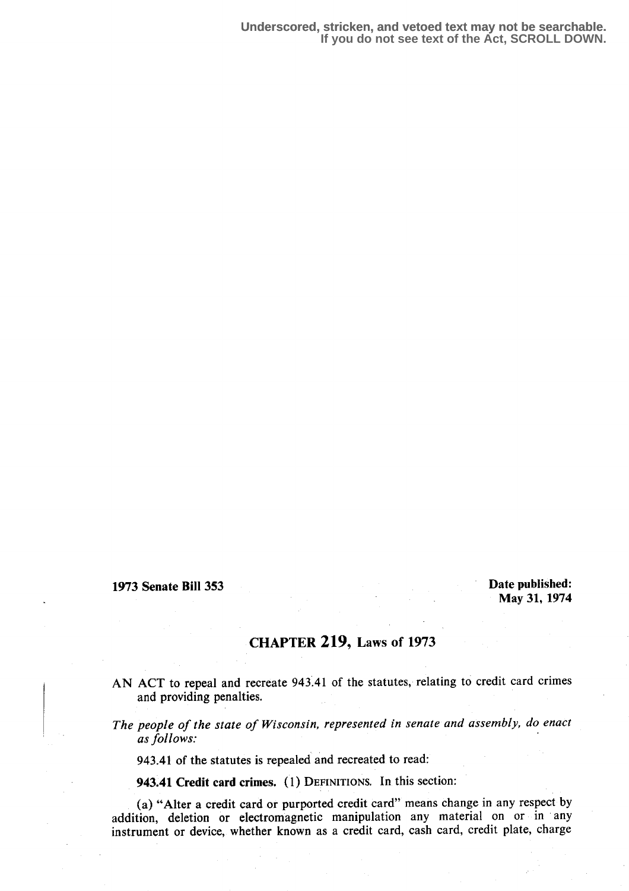Underscored, stricken, and vetoed text may not be searchable.
If you do not see text of the Act, SCROLL DOWN.

**1973 Senate Bill 353**

**Date published: May 31, 1974**

# CHAPTER 219, Laws of 1973

AN ACT to repeal and recreate 943.41 of the statutes, relating to credit card crimes and providing penalties.

*The people of the state of Wisconsin, represented in senate and assembly, do enact as follows:*

943.41 of the statutes is repealed and recreated to read:

**943.41 Credit card crimes.** (1) DEFINITIONS. In this section:

(a) "Alter a credit card or purported credit card" means change in any respect by addition, deletion or electromagnetic manipulation any material on or in any instrument or device, whether known as a credit card, cash card, credit plate, charge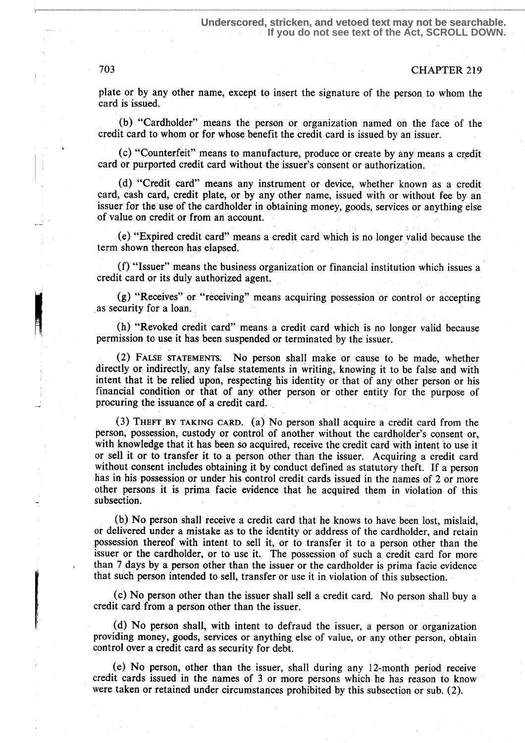plate or by any other name, except to insert the signature of the person to whom the card is issued.

(b) "Cardholder" means the person or organization named on the face of the credit card to whom or for whose benefit the credit card is issued by an issuer.

(c) "Counterfeit" means to manufacture, produce or create by any means a credit card or purported credit card without the issuer's consent or authorization.

(d) "Credit card" means any instrument or device, whether known as a credit card, cash card, credit plate, or by any other name, issued with or without fee by an issuer for the use of the cardholder in obtaining money, goods, services or anything else of value on credit or from an account.

(e) "Expired credit card" means a credit card which is no longer valid because the term shown thereon has elapsed.

(f) "Issuer" means the business organization or financial institution which issues a credit card or its duly authorized agent.

(g) "Receives" or "receiving" means acquiring possession or control or accepting as security for a loan.

(h) "Revoked credit card" means a credit card which is no longer valid because permission to use it has been suspended or terminated by the issuer.

(2) FALSE STATEMENTS. No person shall make or cause to be made, whether directly or indirectly, any false statements in writing, knowing it to be false and with intent that it be relied upon, respecting his identity or that of any other person or his financial condition or that of any other person or other entity for the purpose of procuring the issuance of a credit card.

(3) THEFT BY TAKING CARD. (a) No person shall acquire a credit card from the person, possession, custody or control of another without the cardholder's consent or, with knowledge that it has been so acquired, receive the credit card with intent to use it or sell it or to transfer it to a person other than the issuer. Acquiring a credit card without consent includes obtaining it by conduct defined as statutory theft. If a person has in his possession or under his control credit cards issued in the names of 2 or more other persons it is prima facie evidence that he acquired them in violation of this subsection.

(b) No person shall receive a credit card that he knows to have been lost, mislaid, or delivered under a mistake as to the identity or address of the cardholder, and retain possession thereof with intent to sell it, or to transfer it to a person other than the issuer or the cardholder, or to use it. The possession of such a credit card for more than 7 days by a person other than the issuer or the cardholder is prima facie evidence that such person intended to sell, transfer or use it in violation of this subsection.

(c) No person other than the issuer shall sell a credit card. No person shall buy a credit card from a person other than the issuer.

(d) No person shall, with intent to defraud the issuer, a person or organization providing money, goods, services or anything else of value, or any other person, obtain control over a credit card as security for debt.

(e) No person, other than the issuer, shall during any 12-month period receive credit cards issued in the names of 3 or more persons which he has reason to know were taken or retained under circumstances prohibited by this subsection or sub. (2).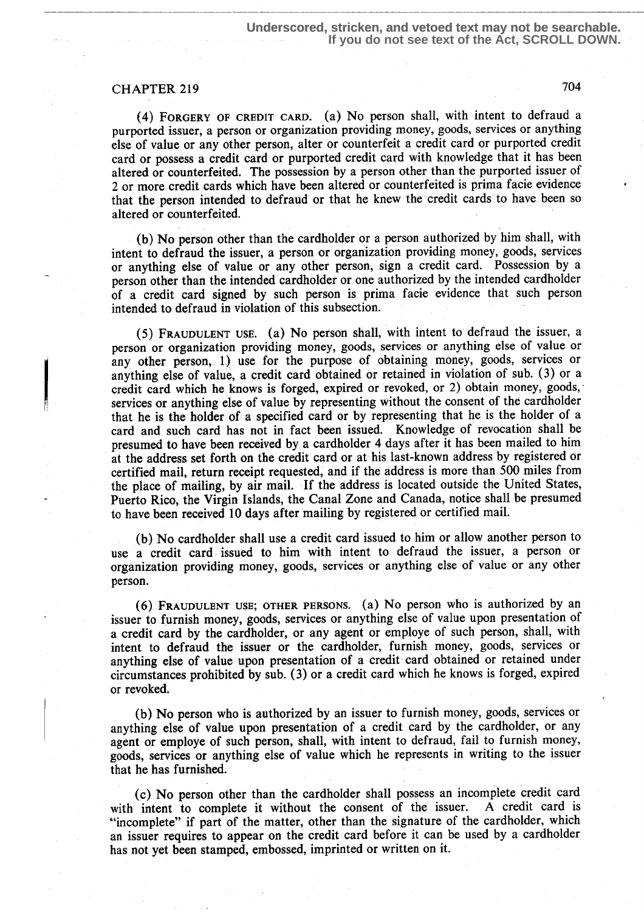(4) FORGERY OF CREDIT CARD. (a) No person shall, with intent to defraud a purported issuer, a person or organization providing money, goods, services or anything else of value or any other person, alter or counterfeit a credit card or purported credit card or possess a credit card or purported credit card with knowledge that it has been altered or counterfeited. The possession by a person other than the purported issuer of 2 or more credit cards which have been altered or counterfeited is prima facie evidence that the person intended to defraud or that he knew the credit cards to have been so altered or counterfeited.

(b) No person other than the cardholder or a person authorized by him shall, with intent to defraud the issuer, a person or organization providing money, goods, services or anything else of value or any other person, sign a credit card. Possession by a person other than the intended cardholder or one authorized by the intended cardholder of a credit card signed by such person is prima facie evidence that such person intended to defraud in violation of this subsection.

(5) FRAUDULENT USE. (a) No person shall, with intent to defraud the issuer, a person or organization providing money, goods, services or anything else of value or any other person, 1) use for the purpose of obtaining money, goods, services or anything else of value, a credit card obtained or retained in violation of sub. (3) or a credit card which he knows is forged, expired or revoked, or 2) obtain money, goods, services or anything else of value by representing without the consent of the cardholder that he is the holder of a specified card or by representing that he is the holder of a card and such card has not in fact been issued. Knowledge of revocation shall be presumed to have been received by a cardholder 4 days after it has been mailed to him at the address set forth on the credit card or at his last-known address by registered or certified mail, return receipt requested, and if the address is more than 500 miles from the place of mailing, by air mail. If the address is located outside the United States, Puerto Rico, the Virgin Islands, the Canal Zone and Canada, notice shall be presumed to have been received 10 days after mailing by registered or certified mail.

(b) No cardholder shall use a credit card issued to him or allow another person to use a credit card issued to him with intent to defraud the issuer, a person or organization providing money, goods, services or anything else of value or any other person.

(6) FRAUDULENT USE; OTHER PERSONS. (a) No person who is authorized by an issuer to furnish money, goods, services or anything else of value upon presentation of a credit card by the cardholder, or any agent or employe of such person, shall, with intent to defraud the issuer or the cardholder, furnish money, goods, services or anything else of value upon presentation of a credit card obtained or retained under circumstances prohibited by sub. (3) or a credit card which he knows is forged, expired or revoked.

(b) No person who is authorized by an issuer to furnish money, goods, services or anything else of value upon presentation of a credit card by the cardholder, or any agent or employe of such person, shall, with intent to defraud, fail to furnish money, goods, services or anything else of value which he represents in writing to the issuer that he has furnished.

(c) No person other than the cardholder shall possess an incomplete credit card with intent to complete it without the consent of the issuer. A credit card is "incomplete" if part of the matter, other than the signature of the cardholder, which an issuer requires to appear on the credit card before it can be used by a cardholder has not yet been stamped, embossed, imprinted or written on it.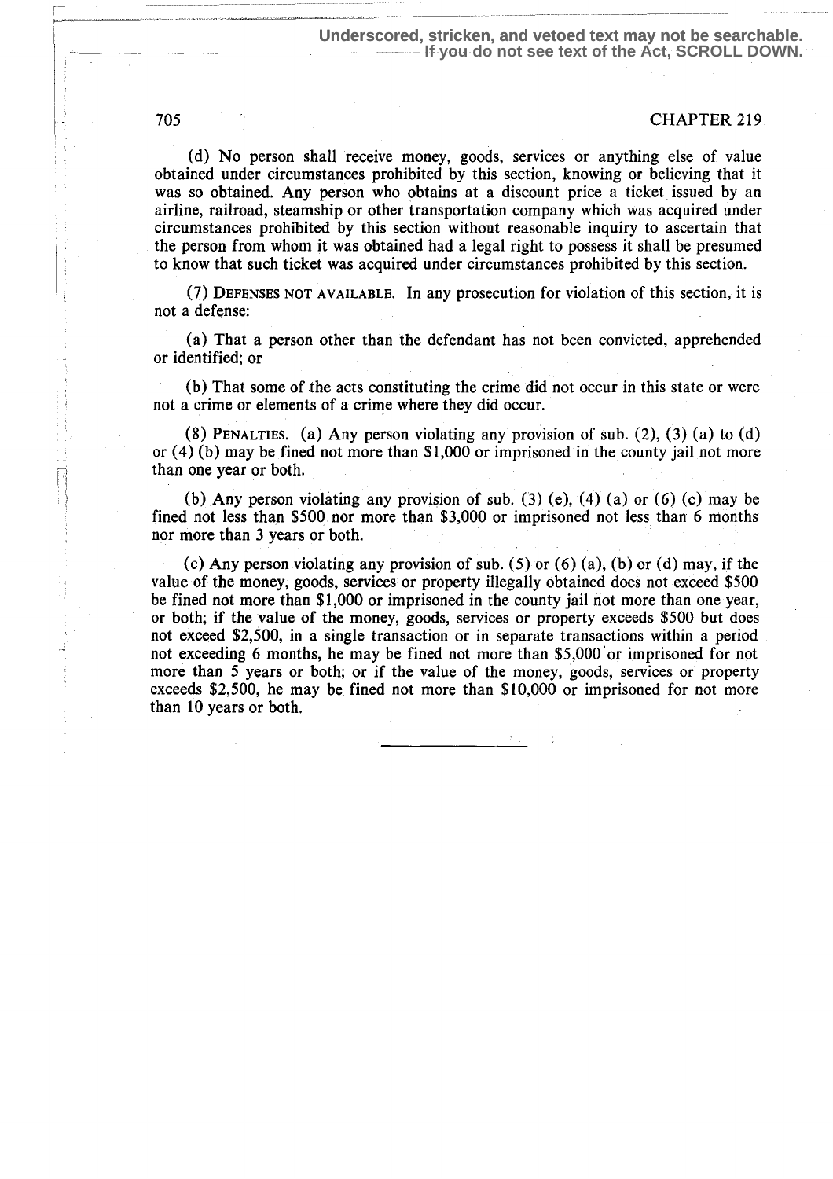(d) No person shall receive money, goods, services or anything else of value obtained under circumstances prohibited by this section, knowing or believing that it was so obtained. Any person who obtains at a discount price a ticket issued by an airline, railroad, steamship or other transportation company which was acquired under circumstances prohibited by this section without reasonable inquiry to ascertain that the person from whom it was obtained had a legal right to possess it shall be presumed to know that such ticket was acquired under circumstances prohibited by this section.

(7) DEFENSES NOT AVAILABLE. In any prosecution for violation of this section, it is not a defense:

(a) That a person other than the defendant has not been convicted, apprehended or identified; or

(b) That some of the acts constituting the crime did not occur in this state or were not a crime or elements of a crime where they did occur.

(8) PENALTIES. (a) Any person violating any provision of sub. (2), (3) (a) to (d) or (4) (b) may be fined not more than $1,000 or imprisoned in the county jail not more than one year or both.

(b) Any person violating any provision of sub. (3) (e), (4) (a) or (6) (c) may be fined not less than $500 nor more than $3,000 or imprisoned not less than 6 months nor more than 3 years or both.

(c) Any person violating any provision of sub. (5) or (6) (a), (b) or (d) may, if the value of the money, goods, services or property illegally obtained does not exceed $500 be fined not more than $1,000 or imprisoned in the county jail not more than one year, or both; if the value of the money, goods, services or property exceeds $500 but does not exceed $2,500, in a single transaction or in separate transactions within a period not exceeding 6 months, he may be fined not more than $5,000 or imprisoned for not more than 5 years or both; or if the value of the money, goods, services or property exceeds $2,500, he may be fined not more than $10,000 or imprisoned for not more than 10 years or both.